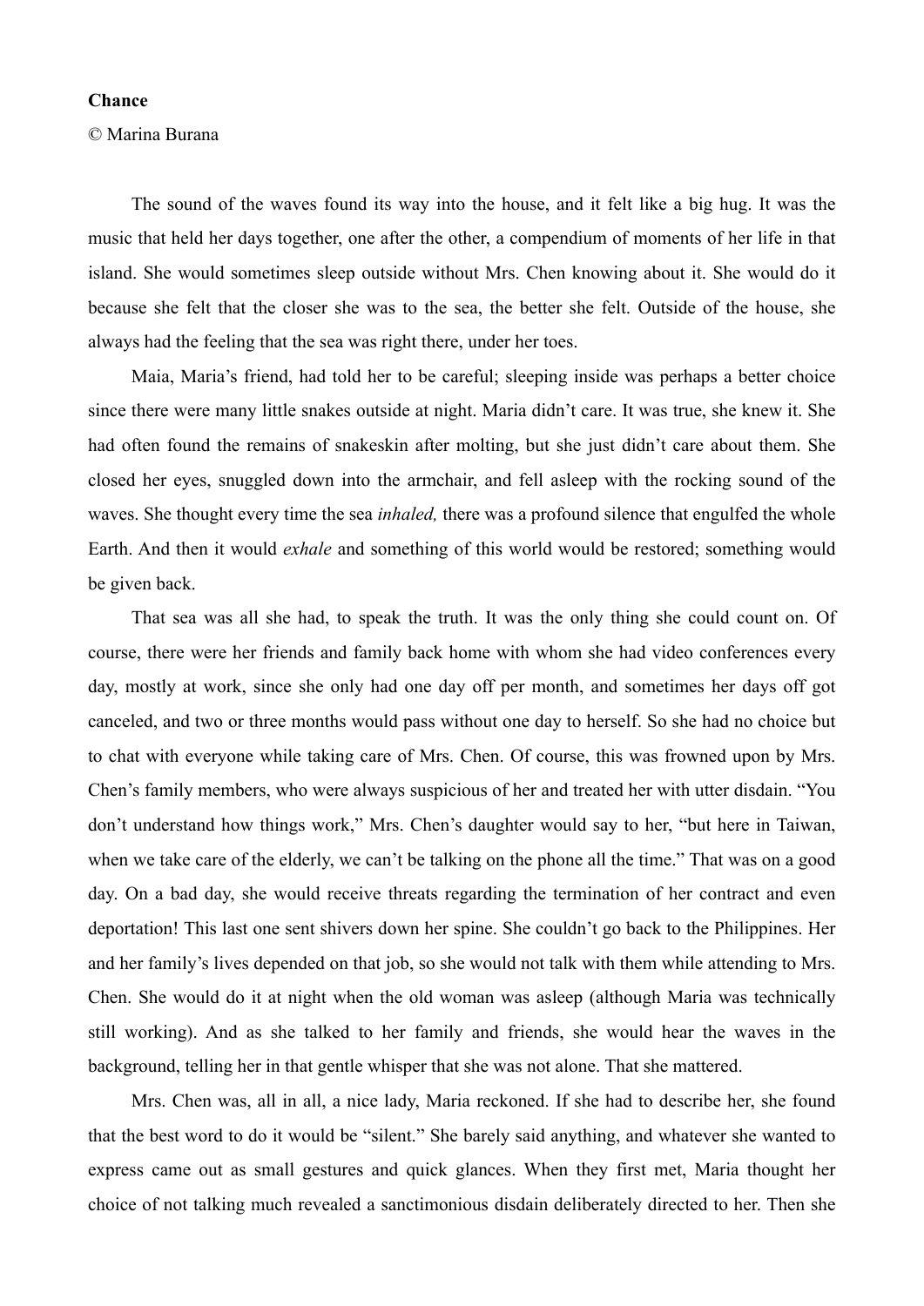**Chance**

© Marina Burana

The sound of the waves found its way into the house, and it felt like a big hug. It was the music that held her days together, one after the other, a compendium of moments of her life in that island. She would sometimes sleep outside without Mrs. Chen knowing about it. She would do it because she felt that the closer she was to the sea, the better she felt. Outside of the house, she always had the feeling that the sea was right there, under her toes.

Maia, Maria's friend, had told her to be careful; sleeping inside was perhaps a better choice since there were many little snakes outside at night. Maria didn't care. It was true, she knew it. She had often found the remains of snakeskin after molting, but she just didn't care about them. She closed her eyes, snuggled down into the armchair, and fell asleep with the rocking sound of the waves. She thought every time the sea *inhaled,* there was a profound silence that engulfed the whole Earth. And then it would *exhale* and something of this world would be restored; something would be given back.

That sea was all she had, to speak the truth. It was the only thing she could count on. Of course, there were her friends and family back home with whom she had video conferences every day, mostly at work, since she only had one day off per month, and sometimes her days off got canceled, and two or three months would pass without one day to herself. So she had no choice but to chat with everyone while taking care of Mrs. Chen. Of course, this was frowned upon by Mrs. Chen's family members, who were always suspicious of her and treated her with utter disdain. "You don't understand how things work," Mrs. Chen's daughter would say to her, "but here in Taiwan, when we take care of the elderly, we can't be talking on the phone all the time." That was on a good day. On a bad day, she would receive threats regarding the termination of her contract and even deportation! This last one sent shivers down her spine. She couldn't go back to the Philippines. Her and her family's lives depended on that job, so she would not talk with them while attending to Mrs. Chen. She would do it at night when the old woman was asleep (although Maria was technically still working). And as she talked to her family and friends, she would hear the waves in the background, telling her in that gentle whisper that she was not alone. That she mattered.

Mrs. Chen was, all in all, a nice lady, Maria reckoned. If she had to describe her, she found that the best word to do it would be "silent." She barely said anything, and whatever she wanted to express came out as small gestures and quick glances. When they first met, Maria thought her choice of not talking much revealed a sanctimonious disdain deliberately directed to her. Then she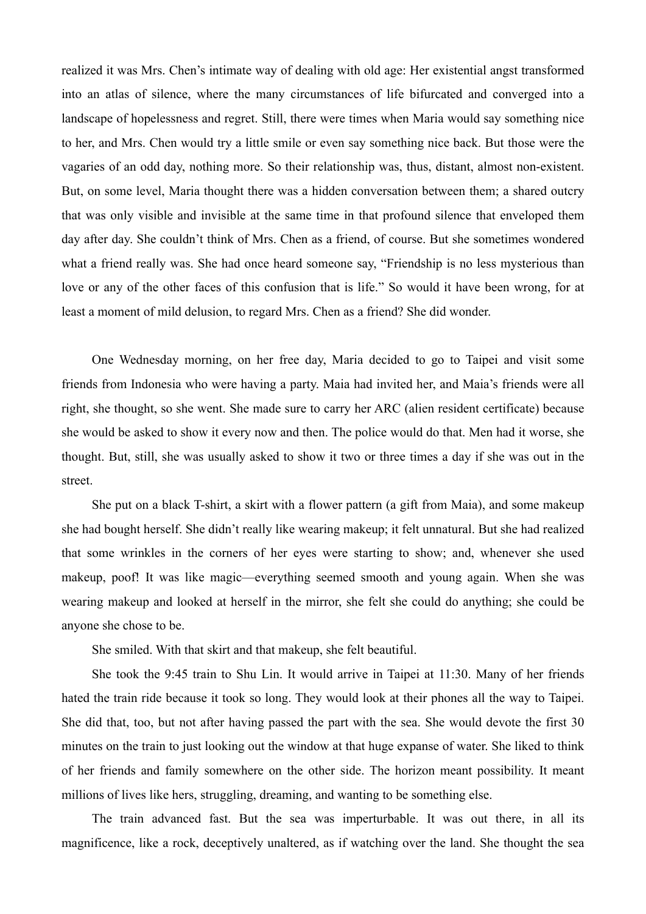realized it was Mrs. Chen's intimate way of dealing with old age: Her existential angst transformed into an atlas of silence, where the many circumstances of life bifurcated and converged into a landscape of hopelessness and regret. Still, there were times when Maria would say something nice to her, and Mrs. Chen would try a little smile or even say something nice back. But those were the vagaries of an odd day, nothing more. So their relationship was, thus, distant, almost non-existent. But, on some level, Maria thought there was a hidden conversation between them; a shared outcry that was only visible and invisible at the same time in that profound silence that enveloped them day after day. She couldn't think of Mrs. Chen as a friend, of course. But she sometimes wondered what a friend really was. She had once heard someone say, "Friendship is no less mysterious than love or any of the other faces of this confusion that is life." So would it have been wrong, for at least a moment of mild delusion, to regard Mrs. Chen as a friend? She did wonder.

One Wednesday morning, on her free day, Maria decided to go to Taipei and visit some friends from Indonesia who were having a party. Maia had invited her, and Maia's friends were all right, she thought, so she went. She made sure to carry her ARC (alien resident certificate) because she would be asked to show it every now and then. The police would do that. Men had it worse, she thought. But, still, she was usually asked to show it two or three times a day if she was out in the street.

She put on a black T-shirt, a skirt with a flower pattern (a gift from Maia), and some makeup she had bought herself. She didn't really like wearing makeup; it felt unnatural. But she had realized that some wrinkles in the corners of her eyes were starting to show; and, whenever she used makeup, poof! It was like magic—everything seemed smooth and young again. When she was wearing makeup and looked at herself in the mirror, she felt she could do anything; she could be anyone she chose to be.

She smiled. With that skirt and that makeup, she felt beautiful.

She took the 9:45 train to Shu Lin. It would arrive in Taipei at 11:30. Many of her friends hated the train ride because it took so long. They would look at their phones all the way to Taipei. She did that, too, but not after having passed the part with the sea. She would devote the first 30 minutes on the train to just looking out the window at that huge expanse of water. She liked to think of her friends and family somewhere on the other side. The horizon meant possibility. It meant millions of lives like hers, struggling, dreaming, and wanting to be something else.

The train advanced fast. But the sea was imperturbable. It was out there, in all its magnificence, like a rock, deceptively unaltered, as if watching over the land. She thought the sea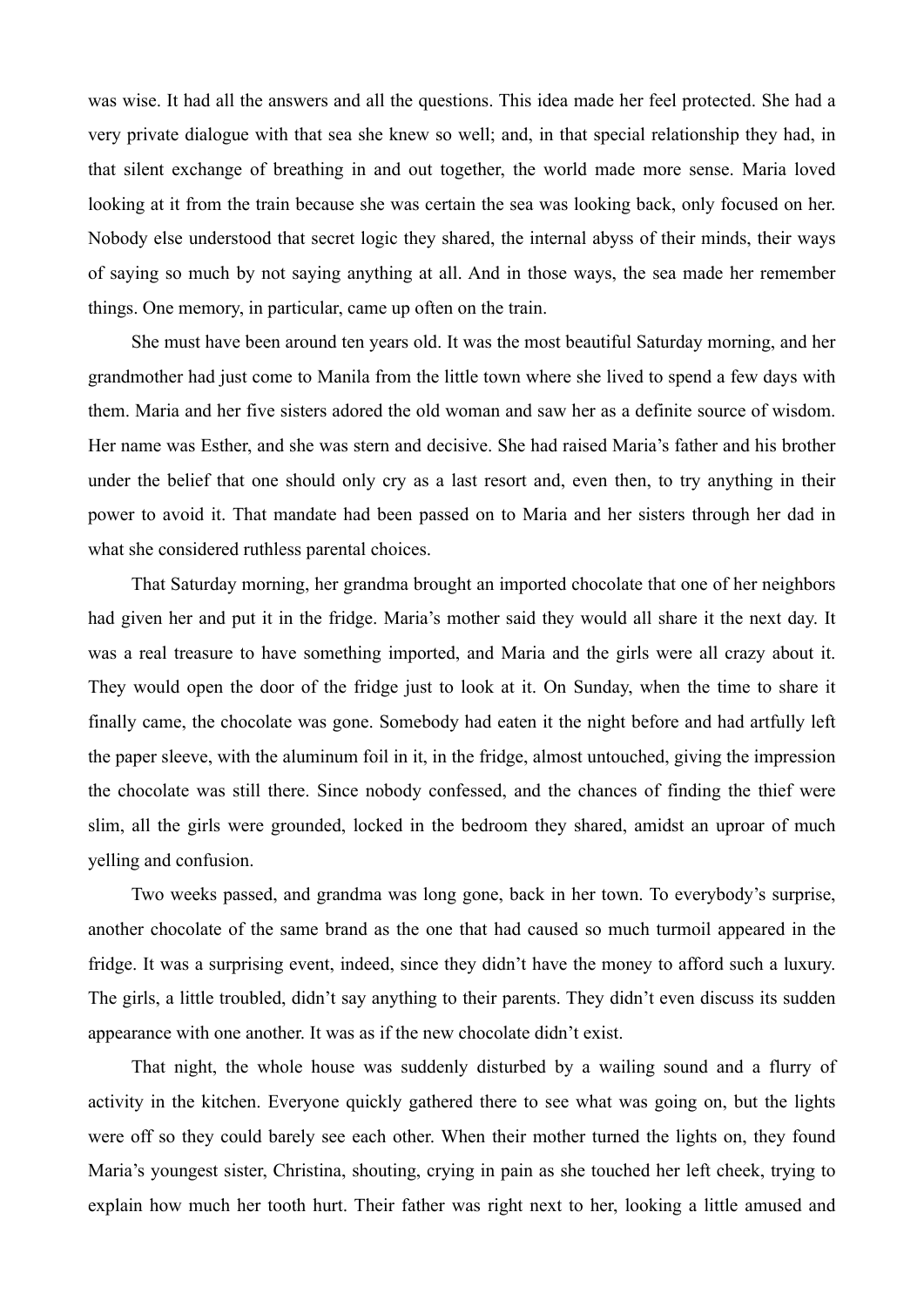was wise. It had all the answers and all the questions. This idea made her feel protected. She had a very private dialogue with that sea she knew so well; and, in that special relationship they had, in that silent exchange of breathing in and out together, the world made more sense. Maria loved looking at it from the train because she was certain the sea was looking back, only focused on her. Nobody else understood that secret logic they shared, the internal abyss of their minds, their ways of saying so much by not saying anything at all. And in those ways, the sea made her remember things. One memory, in particular, came up often on the train.

She must have been around ten years old. It was the most beautiful Saturday morning, and her grandmother had just come to Manila from the little town where she lived to spend a few days with them. Maria and her five sisters adored the old woman and saw her as a definite source of wisdom. Her name was Esther, and she was stern and decisive. She had raised Maria's father and his brother under the belief that one should only cry as a last resort and, even then, to try anything in their power to avoid it. That mandate had been passed on to Maria and her sisters through her dad in what she considered ruthless parental choices.

That Saturday morning, her grandma brought an imported chocolate that one of her neighbors had given her and put it in the fridge. Maria's mother said they would all share it the next day. It was a real treasure to have something imported, and Maria and the girls were all crazy about it. They would open the door of the fridge just to look at it. On Sunday, when the time to share it finally came, the chocolate was gone. Somebody had eaten it the night before and had artfully left the paper sleeve, with the aluminum foil in it, in the fridge, almost untouched, giving the impression the chocolate was still there. Since nobody confessed, and the chances of finding the thief were slim, all the girls were grounded, locked in the bedroom they shared, amidst an uproar of much yelling and confusion.

Two weeks passed, and grandma was long gone, back in her town. To everybody's surprise, another chocolate of the same brand as the one that had caused so much turmoil appeared in the fridge. It was a surprising event, indeed, since they didn't have the money to afford such a luxury. The girls, a little troubled, didn't say anything to their parents. They didn't even discuss its sudden appearance with one another. It was as if the new chocolate didn't exist.

That night, the whole house was suddenly disturbed by a wailing sound and a flurry of activity in the kitchen. Everyone quickly gathered there to see what was going on, but the lights were off so they could barely see each other. When their mother turned the lights on, they found Maria's youngest sister, Christina, shouting, crying in pain as she touched her left cheek, trying to explain how much her tooth hurt. Their father was right next to her, looking a little amused and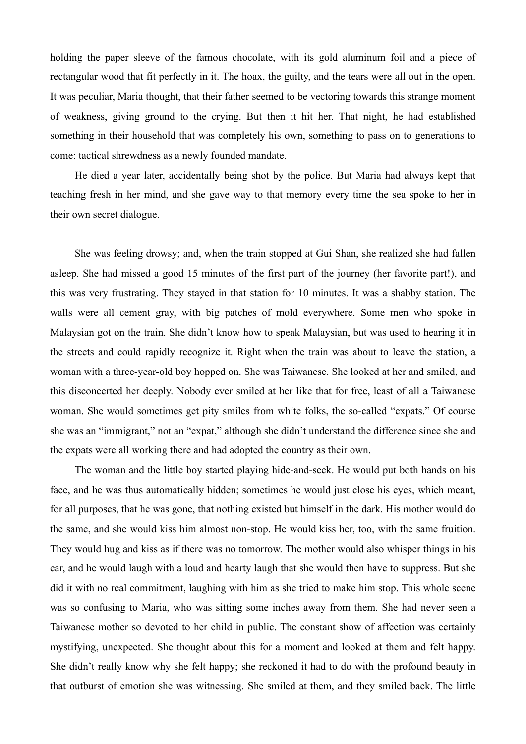holding the paper sleeve of the famous chocolate, with its gold aluminum foil and a piece of rectangular wood that fit perfectly in it. The hoax, the guilty, and the tears were all out in the open. It was peculiar, Maria thought, that their father seemed to be vectoring towards this strange moment of weakness, giving ground to the crying. But then it hit her. That night, he had established something in their household that was completely his own, something to pass on to generations to come: tactical shrewdness as a newly founded mandate.

He died a year later, accidentally being shot by the police. But Maria had always kept that teaching fresh in her mind, and she gave way to that memory every time the sea spoke to her in their own secret dialogue.

She was feeling drowsy; and, when the train stopped at Gui Shan, she realized she had fallen asleep. She had missed a good 15 minutes of the first part of the journey (her favorite part!), and this was very frustrating. They stayed in that station for 10 minutes. It was a shabby station. The walls were all cement gray, with big patches of mold everywhere. Some men who spoke in Malaysian got on the train. She didn't know how to speak Malaysian, but was used to hearing it in the streets and could rapidly recognize it. Right when the train was about to leave the station, a woman with a three-year-old boy hopped on. She was Taiwanese. She looked at her and smiled, and this disconcerted her deeply. Nobody ever smiled at her like that for free, least of all a Taiwanese woman. She would sometimes get pity smiles from white folks, the so-called "expats." Of course she was an "immigrant," not an "expat," although she didn't understand the difference since she and the expats were all working there and had adopted the country as their own.

The woman and the little boy started playing hide-and-seek. He would put both hands on his face, and he was thus automatically hidden; sometimes he would just close his eyes, which meant, for all purposes, that he was gone, that nothing existed but himself in the dark. His mother would do the same, and she would kiss him almost non-stop. He would kiss her, too, with the same fruition. They would hug and kiss as if there was no tomorrow. The mother would also whisper things in his ear, and he would laugh with a loud and hearty laugh that she would then have to suppress. But she did it with no real commitment, laughing with him as she tried to make him stop. This whole scene was so confusing to Maria, who was sitting some inches away from them. She had never seen a Taiwanese mother so devoted to her child in public. The constant show of affection was certainly mystifying, unexpected. She thought about this for a moment and looked at them and felt happy. She didn't really know why she felt happy; she reckoned it had to do with the profound beauty in that outburst of emotion she was witnessing. She smiled at them, and they smiled back. The little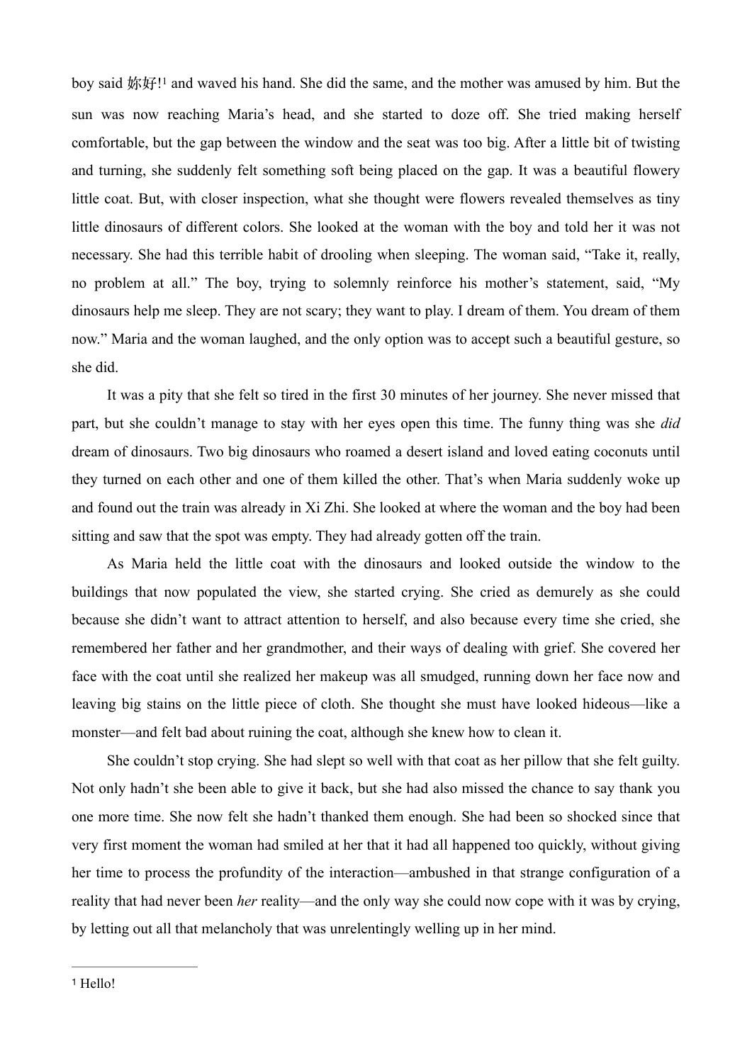boy said 妳好![1] and waved his hand. She did the same, and the mother was amused by him. But the sun was now reaching Maria's head, and she started to doze off. She tried making herself comfortable, but the gap between the window and the seat was too big. After a little bit of twisting and turning, she suddenly felt something soft being placed on the gap. It was a beautiful flowery little coat. But, with closer inspection, what she thought were flowers revealed themselves as tiny little dinosaurs of different colors. She looked at the woman with the boy and told her it was not necessary. She had this terrible habit of drooling when sleeping. The woman said, "Take it, really, no problem at all." The boy, trying to solemnly reinforce his mother's statement, said, "My dinosaurs help me sleep. They are not scary; they want to play. I dream of them. You dream of them now." Maria and the woman laughed, and the only option was to accept such a beautiful gesture, so she did.

It was a pity that she felt so tired in the first 30 minutes of her journey. She never missed that part, but she couldn't manage to stay with her eyes open this time. The funny thing was she *did* dream of dinosaurs. Two big dinosaurs who roamed a desert island and loved eating coconuts until they turned on each other and one of them killed the other. That's when Maria suddenly woke up and found out the train was already in Xi Zhi. She looked at where the woman and the boy had been sitting and saw that the spot was empty. They had already gotten off the train.

As Maria held the little coat with the dinosaurs and looked outside the window to the buildings that now populated the view, she started crying. She cried as demurely as she could because she didn't want to attract attention to herself, and also because every time she cried, she remembered her father and her grandmother, and their ways of dealing with grief. She covered her face with the coat until she realized her makeup was all smudged, running down her face now and leaving big stains on the little piece of cloth. She thought she must have looked hideous—like a monster—and felt bad about ruining the coat, although she knew how to clean it.

She couldn't stop crying. She had slept so well with that coat as her pillow that she felt guilty. Not only hadn't she been able to give it back, but she had also missed the chance to say thank you one more time. She now felt she hadn't thanked them enough. She had been so shocked since that very first moment the woman had smiled at her that it had all happened too quickly, without giving her time to process the profundity of the interaction—ambushed in that strange configuration of a reality that had never been *her* reality—and the only way she could now cope with it was by crying, by letting out all that melancholy that was unrelentingly welling up in her mind.

---

[1] Hello!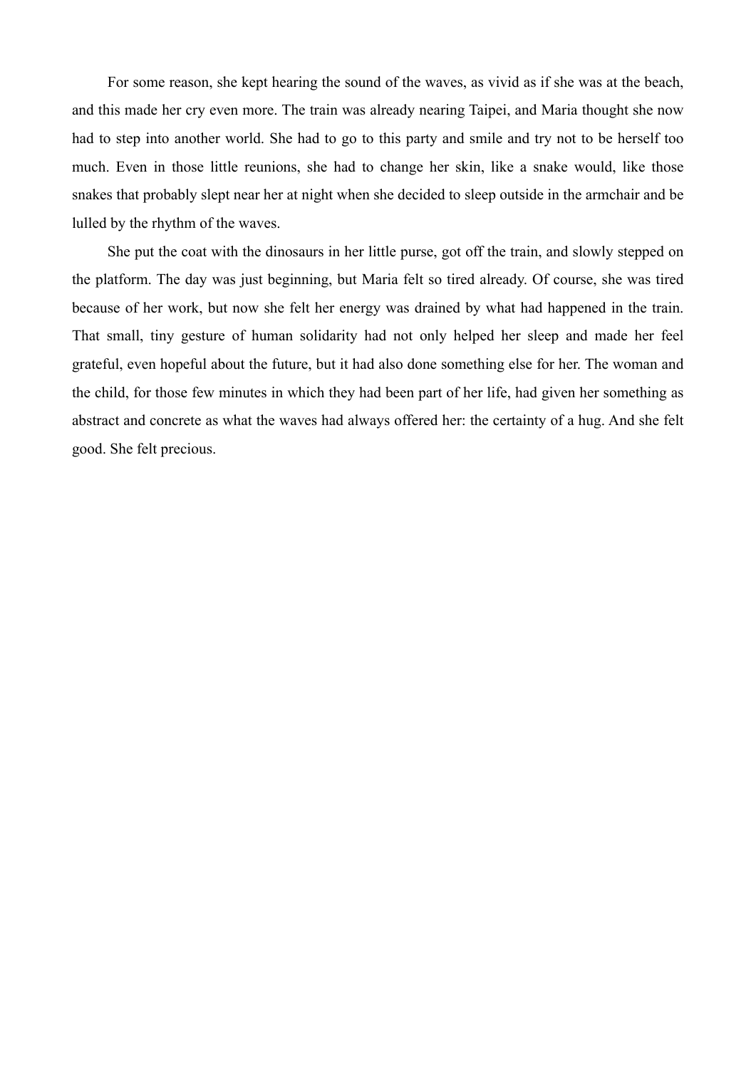For some reason, she kept hearing the sound of the waves, as vivid as if she was at the beach, and this made her cry even more. The train was already nearing Taipei, and Maria thought she now had to step into another world. She had to go to this party and smile and try not to be herself too much. Even in those little reunions, she had to change her skin, like a snake would, like those snakes that probably slept near her at night when she decided to sleep outside in the armchair and be lulled by the rhythm of the waves.

She put the coat with the dinosaurs in her little purse, got off the train, and slowly stepped on the platform. The day was just beginning, but Maria felt so tired already. Of course, she was tired because of her work, but now she felt her energy was drained by what had happened in the train. That small, tiny gesture of human solidarity had not only helped her sleep and made her feel grateful, even hopeful about the future, but it had also done something else for her. The woman and the child, for those few minutes in which they had been part of her life, had given her something as abstract and concrete as what the waves had always offered her: the certainty of a hug. And she felt good. She felt precious.